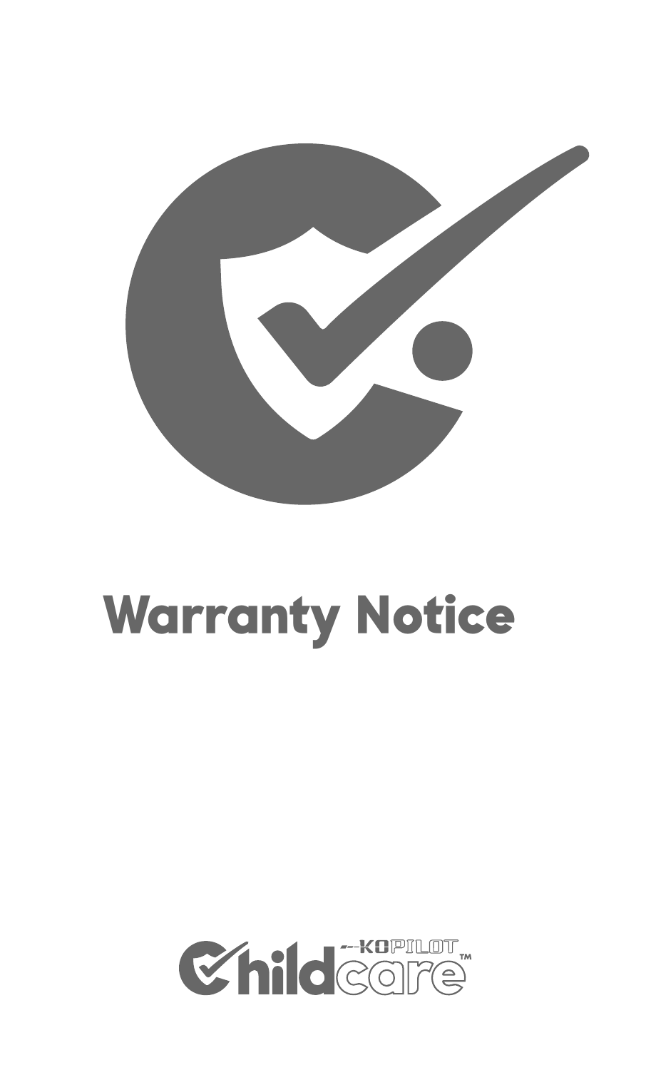# Warranty Notice

Childcare KOPILOT™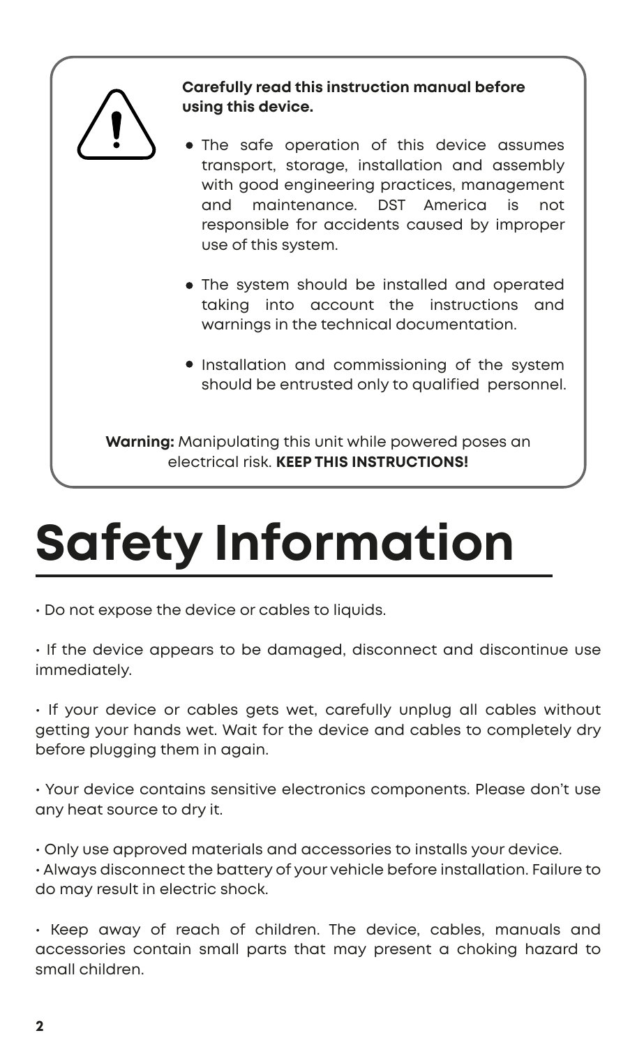**Carefully read this instruction manual before using this device.**

- The safe operation of this device assumes transport, storage, installation and assembly with good engineering practices, management and maintenance. DST America is not responsible for accidents caused by improper use of this system.
- The system should be installed and operated taking into account the instructions and warnings in the technical documentation.
- Installation and commissioning of the system should be entrusted only to qualified personnel.

**Warning:** Manipulating this unit while powered poses an electrical risk. **KEEP THIS INSTRUCTIONS!**

# Safety Information

• Do not expose the device or cables to liquids.

• If the device appears to be damaged, disconnect and discontinue use immediately.

• If your device or cables gets wet, carefully unplug all cables without getting your hands wet. Wait for the device and cables to completely dry before plugging them in again.

• Your device contains sensitive electronics components. Please don't use any heat source to dry it.

• Only use approved materials and accessories to installs your device.

• Always disconnect the battery of your vehicle before installation. Failure to do may result in electric shock.

• Keep away of reach of children. The device, cables, manuals and accessories contain small parts that may present a choking hazard to small children.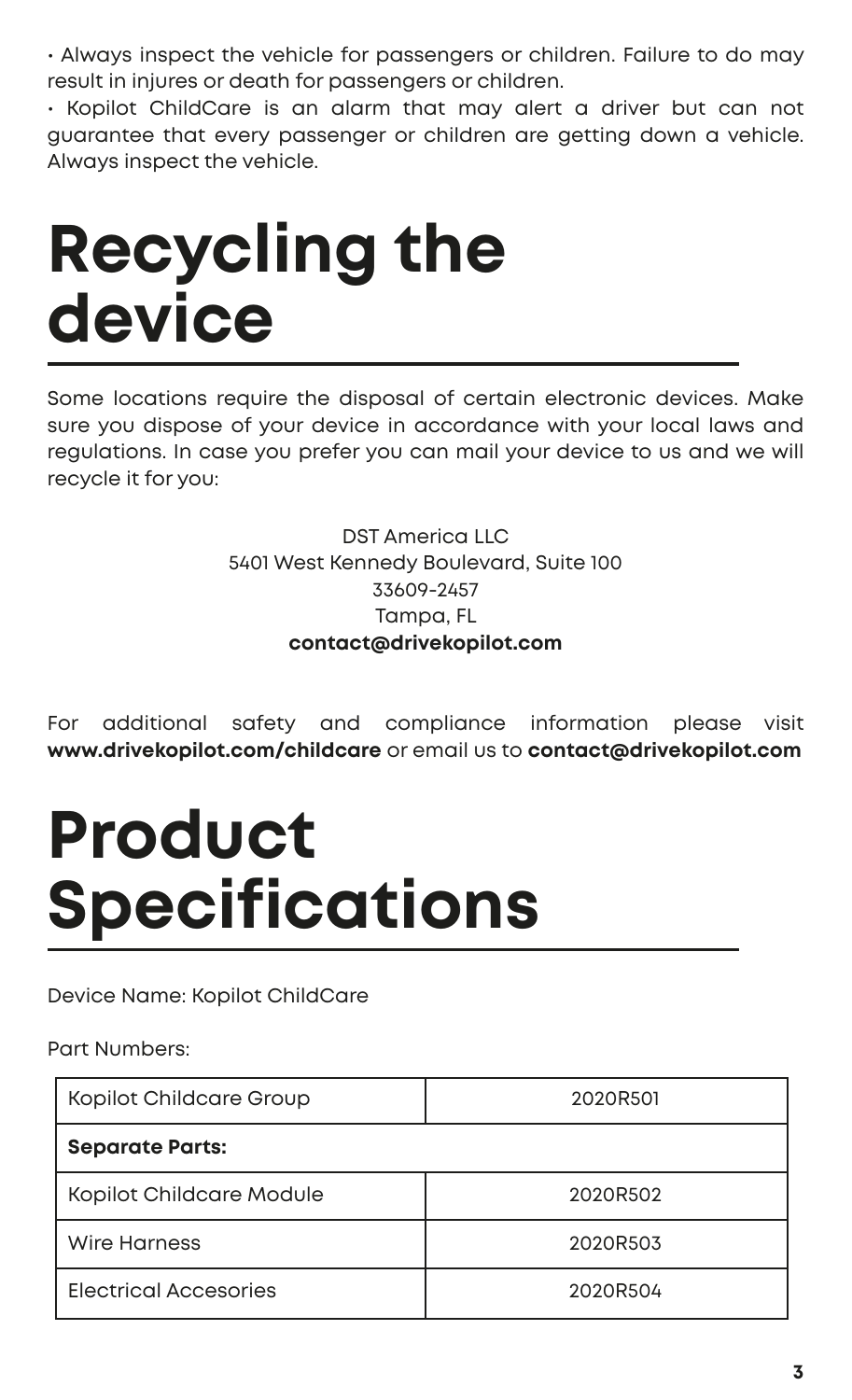• Always inspect the vehicle for passengers or children. Failure to do may result in injures or death for passengers or children.

• Kopilot ChildCare is an alarm that may alert a driver but can not guarantee that every passenger or children are getting down a vehicle. Always inspect the vehicle.

# Recycling the device

Some locations require the disposal of certain electronic devices. Make sure you dispose of your device in accordance with your local laws and regulations. In case you prefer you can mail your device to us and we will recycle it for you:

DST America LLC
5401 West Kennedy Boulevard, Suite 100
33609-2457
Tampa, FL
**contact@drivekopilot.com**

For additional safety and compliance information please visit **www.drivekopilot.com/childcare** or email us to **contact@drivekopilot.com**

# Product Specifications

Device Name: Kopilot ChildCare

Part Numbers:

| Kopilot Childcare Group | 2020R501 |
| --- | --- |
| **Separate Parts:** | |
| Kopilot Childcare Module | 2020R502 |
| Wire Harness | 2020R503 |
| Electrical Accesories | 2020R504 |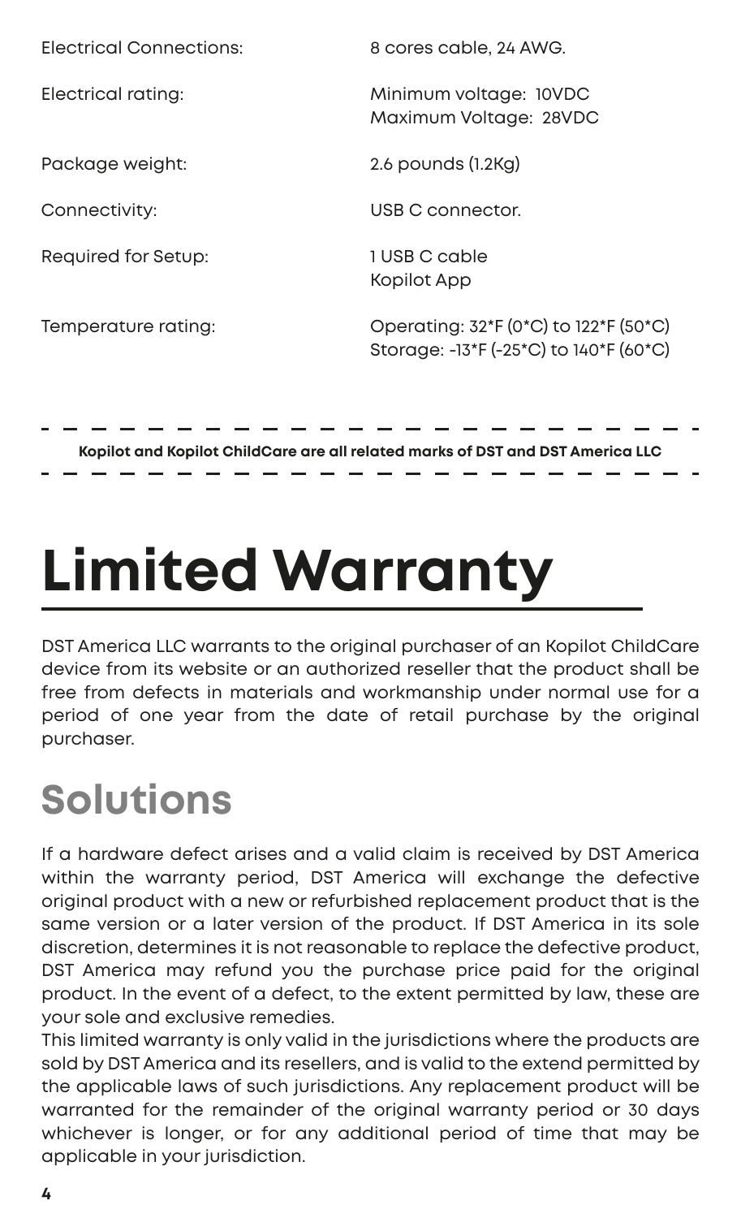| | |
|---|---|
| Electrical Connections: | 8 cores cable, 24 AWG. |
| Electrical rating: | Minimum voltage: 10VDC<br>Maximum Voltage: 28VDC |
| Package weight: | 2.6 pounds (1.2Kg) |
| Connectivity: | USB C connector. |
| Required for Setup: | 1 USB C cable<br>Kopilot App |
| Temperature rating: | Operating: 32*F (0*C) to 122*F (50*C)<br>Storage: -13*F (-25*C) to 140*F (60*C) |

---

**Kopilot and Kopilot ChildCare are all related marks of DST and DST America LLC**

---

# Limited Warranty

DST America LLC warrants to the original purchaser of an Kopilot ChildCare device from its website or an authorized reseller that the product shall be free from defects in materials and workmanship under normal use for a period of one year from the date of retail purchase by the original purchaser.

## Solutions

If a hardware defect arises and a valid claim is received by DST America within the warranty period, DST America will exchange the defective original product with a new or refurbished replacement product that is the same version or a later version of the product. If DST America in its sole discretion, determines it is not reasonable to replace the defective product, DST America may refund you the purchase price paid for the original product. In the event of a defect, to the extent permitted by law, these are your sole and exclusive remedies.

This limited warranty is only valid in the jurisdictions where the products are sold by DST America and its resellers, and is valid to the extend permitted by the applicable laws of such jurisdictions. Any replacement product will be warranted for the remainder of the original warranty period or 30 days whichever is longer, or for any additional period of time that may be applicable in your jurisdiction.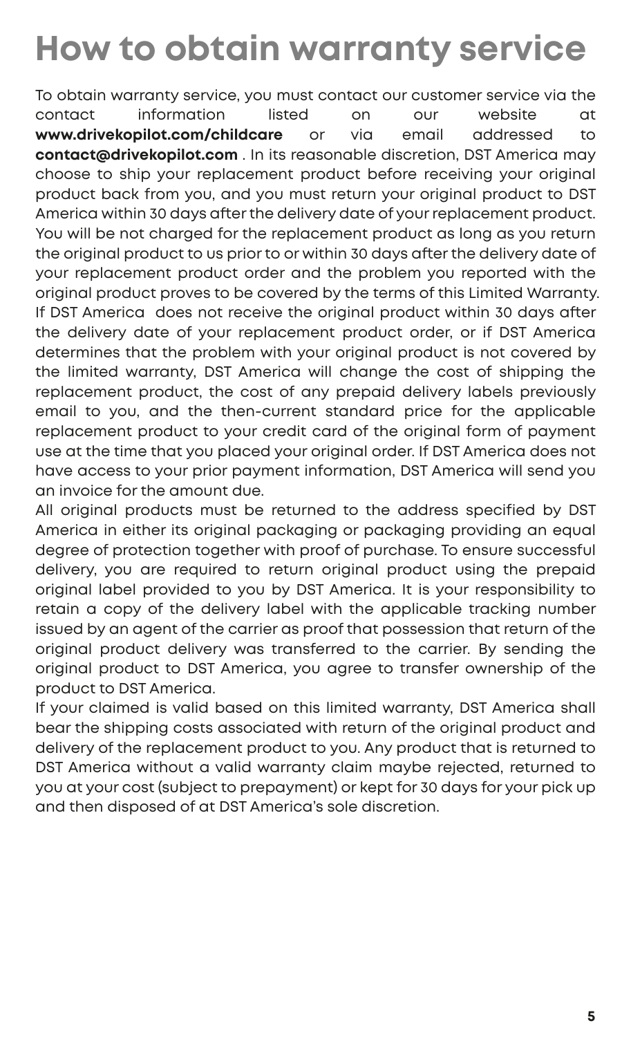# How to obtain warranty service

To obtain warranty service, you must contact our customer service via the contact information listed on our website at **www.drivekopilot.com/childcare** or via email addressed to **contact@drivekopilot.com** . In its reasonable discretion, DST America may choose to ship your replacement product before receiving your original product back from you, and you must return your original product to DST America within 30 days after the delivery date of your replacement product. You will be not charged for the replacement product as long as you return the original product to us prior to or within 30 days after the delivery date of your replacement product order and the problem you reported with the original product proves to be covered by the terms of this Limited Warranty. If DST America does not receive the original product within 30 days after the delivery date of your replacement product order, or if DST America determines that the problem with your original product is not covered by the limited warranty, DST America will change the cost of shipping the replacement product, the cost of any prepaid delivery labels previously email to you, and the then-current standard price for the applicable replacement product to your credit card of the original form of payment use at the time that you placed your original order. If DST America does not have access to your prior payment information, DST America will send you an invoice for the amount due.

All original products must be returned to the address specified by DST America in either its original packaging or packaging providing an equal degree of protection together with proof of purchase. To ensure successful delivery, you are required to return original product using the prepaid original label provided to you by DST America. It is your responsibility to retain a copy of the delivery label with the applicable tracking number issued by an agent of the carrier as proof that possession that return of the original product delivery was transferred to the carrier. By sending the original product to DST America, you agree to transfer ownership of the product to DST America.

If your claimed is valid based on this limited warranty, DST America shall bear the shipping costs associated with return of the original product and delivery of the replacement product to you. Any product that is returned to DST America without a valid warranty claim maybe rejected, returned to you at your cost (subject to prepayment) or kept for 30 days for your pick up and then disposed of at DST America's sole discretion.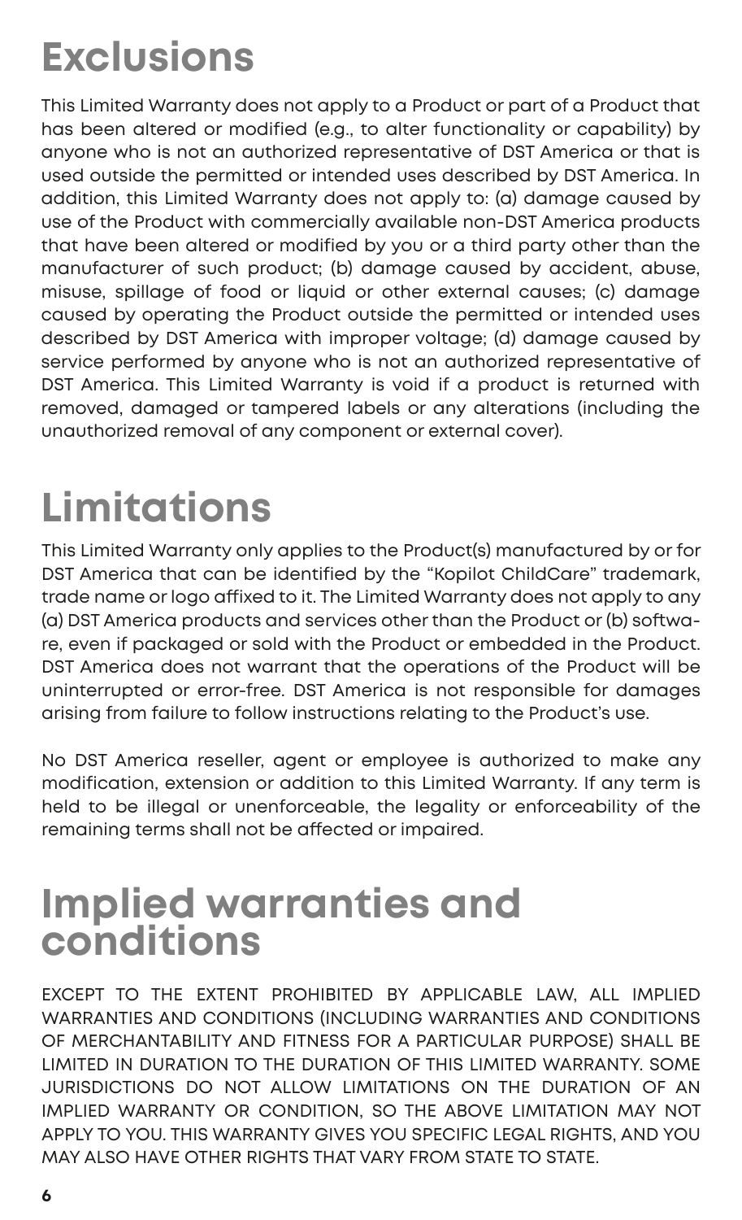# Exclusions

This Limited Warranty does not apply to a Product or part of a Product that has been altered or modified (e.g., to alter functionality or capability) by anyone who is not an authorized representative of DST America or that is used outside the permitted or intended uses described by DST America. In addition, this Limited Warranty does not apply to: (a) damage caused by use of the Product with commercially available non-DST America products that have been altered or modified by you or a third party other than the manufacturer of such product; (b) damage caused by accident, abuse, misuse, spillage of food or liquid or other external causes; (c) damage caused by operating the Product outside the permitted or intended uses described by DST America with improper voltage; (d) damage caused by service performed by anyone who is not an authorized representative of DST America. This Limited Warranty is void if a product is returned with removed, damaged or tampered labels or any alterations (including the unauthorized removal of any component or external cover).

# Limitations

This Limited Warranty only applies to the Product(s) manufactured by or for DST America that can be identified by the "Kopilot ChildCare" trademark, trade name or logo affixed to it. The Limited Warranty does not apply to any (a) DST America products and services other than the Product or (b) software, even if packaged or sold with the Product or embedded in the Product. DST America does not warrant that the operations of the Product will be uninterrupted or error-free. DST America is not responsible for damages arising from failure to follow instructions relating to the Product's use.

No DST America reseller, agent or employee is authorized to make any modification, extension or addition to this Limited Warranty. If any term is held to be illegal or unenforceable, the legality or enforceability of the remaining terms shall not be affected or impaired.

# Implied warranties and conditions

EXCEPT TO THE EXTENT PROHIBITED BY APPLICABLE LAW, ALL IMPLIED WARRANTIES AND CONDITIONS (INCLUDING WARRANTIES AND CONDITIONS OF MERCHANTABILITY AND FITNESS FOR A PARTICULAR PURPOSE) SHALL BE LIMITED IN DURATION TO THE DURATION OF THIS LIMITED WARRANTY. SOME JURISDICTIONS DO NOT ALLOW LIMITATIONS ON THE DURATION OF AN IMPLIED WARRANTY OR CONDITION, SO THE ABOVE LIMITATION MAY NOT APPLY TO YOU. THIS WARRANTY GIVES YOU SPECIFIC LEGAL RIGHTS, AND YOU MAY ALSO HAVE OTHER RIGHTS THAT VARY FROM STATE TO STATE.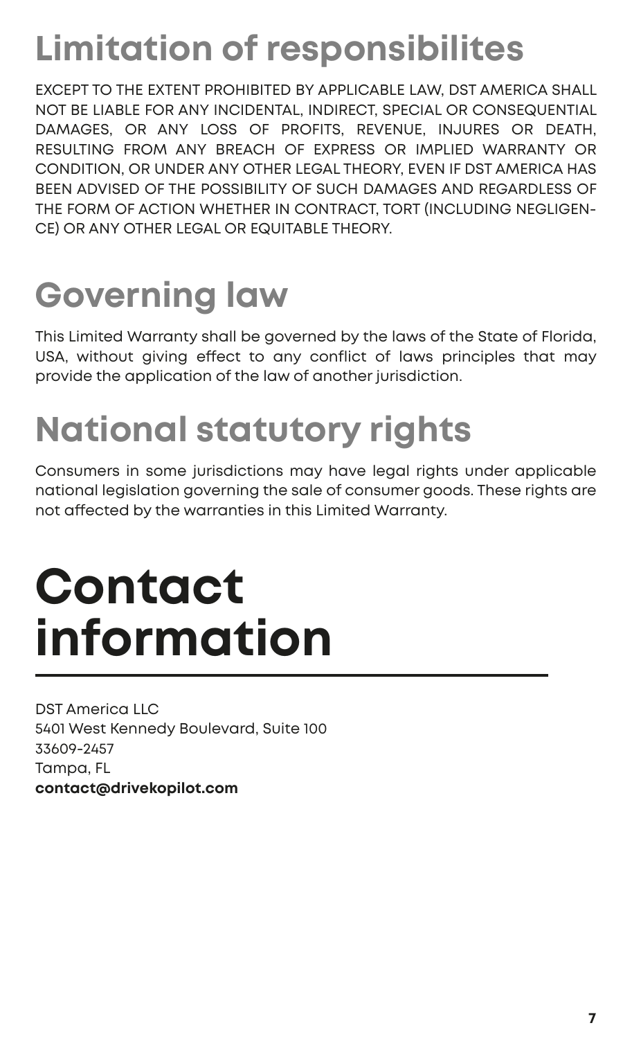## Limitation of responsibilites

EXCEPT TO THE EXTENT PROHIBITED BY APPLICABLE LAW, DST AMERICA SHALL NOT BE LIABLE FOR ANY INCIDENTAL, INDIRECT, SPECIAL OR CONSEQUENTIAL DAMAGES, OR ANY LOSS OF PROFITS, REVENUE, INJURES OR DEATH, RESULTING FROM ANY BREACH OF EXPRESS OR IMPLIED WARRANTY OR CONDITION, OR UNDER ANY OTHER LEGAL THEORY, EVEN IF DST AMERICA HAS BEEN ADVISED OF THE POSSIBILITY OF SUCH DAMAGES AND REGARDLESS OF THE FORM OF ACTION WHETHER IN CONTRACT, TORT (INCLUDING NEGLIGENCE) OR ANY OTHER LEGAL OR EQUITABLE THEORY.

## Governing law

This Limited Warranty shall be governed by the laws of the State of Florida, USA, without giving effect to any conflict of laws principles that may provide the application of the law of another jurisdiction.

## National statutory rights

Consumers in some jurisdictions may have legal rights under applicable national legislation governing the sale of consumer goods. These rights are not affected by the warranties in this Limited Warranty.

# Contact information

DST America LLC
5401 West Kennedy Boulevard, Suite 100
33609-2457
Tampa, FL
**contact@drivekopilot.com**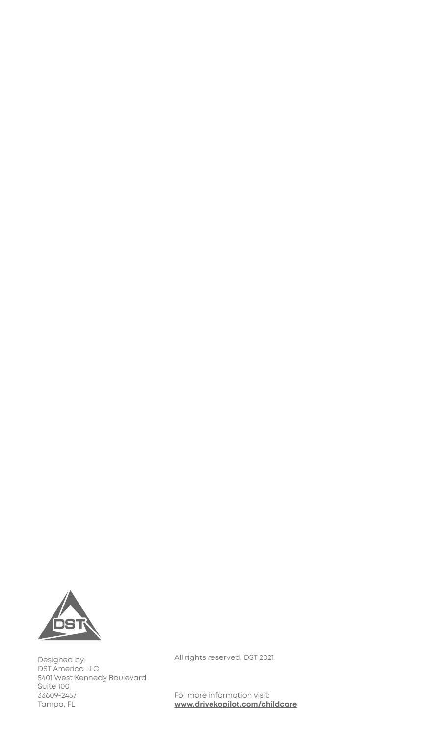Designed by:
DST America LLC
5401 West Kennedy Boulevard
Suite 100
33609-2457
Tampa, FL

All rights reserved, DST 2021

For more information visit:
**www.drivekopilot.com/childcare**